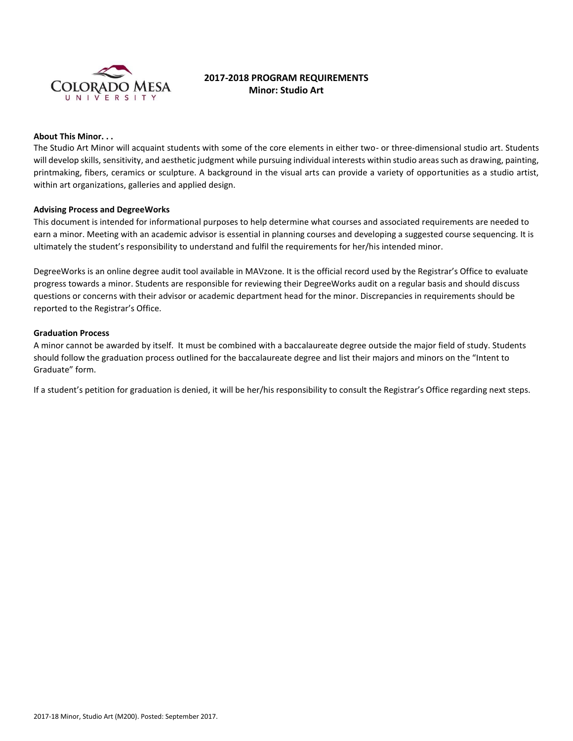# 2017-2018 PROGRAM REQUIREMENTS
## Minor: Studio Art

**About This Minor. . .**

The Studio Art Minor will acquaint students with some of the core elements in either two- or three-dimensional studio art. Students will develop skills, sensitivity, and aesthetic judgment while pursuing individual interests within studio areas such as drawing, painting, printmaking, fibers, ceramics or sculpture. A background in the visual arts can provide a variety of opportunities as a studio artist, within art organizations, galleries and applied design.

**Advising Process and DegreeWorks**

This document is intended for informational purposes to help determine what courses and associated requirements are needed to earn a minor. Meeting with an academic advisor is essential in planning courses and developing a suggested course sequencing. It is ultimately the student's responsibility to understand and fulfil the requirements for her/his intended minor.

DegreeWorks is an online degree audit tool available in MAVzone. It is the official record used by the Registrar's Office to evaluate progress towards a minor. Students are responsible for reviewing their DegreeWorks audit on a regular basis and should discuss questions or concerns with their advisor or academic department head for the minor. Discrepancies in requirements should be reported to the Registrar's Office.

**Graduation Process**

A minor cannot be awarded by itself. It must be combined with a baccalaureate degree outside the major field of study. Students should follow the graduation process outlined for the baccalaureate degree and list their majors and minors on the "Intent to Graduate" form.

If a student's petition for graduation is denied, it will be her/his responsibility to consult the Registrar's Office regarding next steps.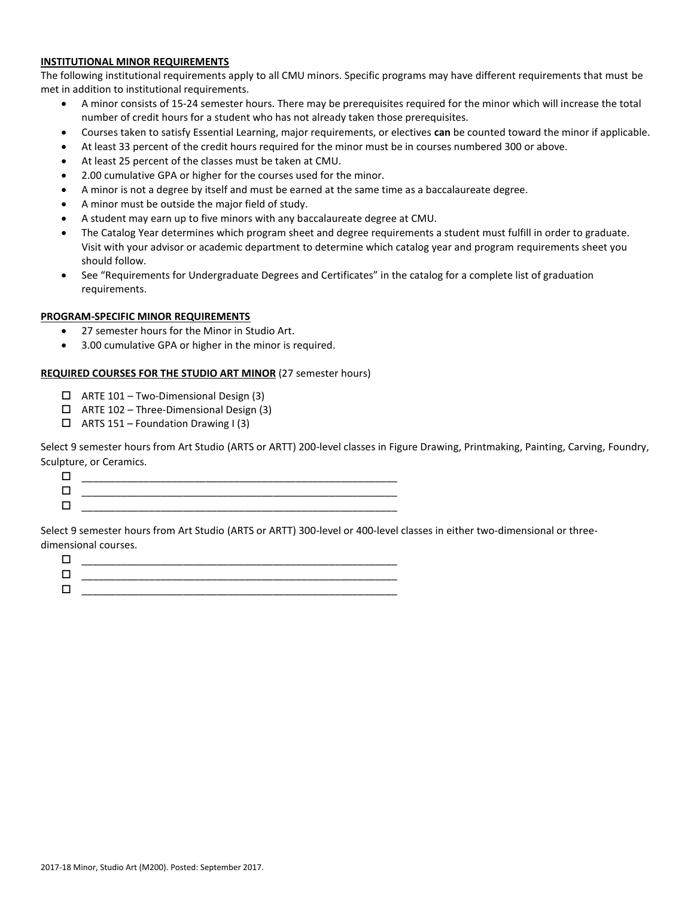**INSTITUTIONAL MINOR REQUIREMENTS**

The following institutional requirements apply to all CMU minors. Specific programs may have different requirements that must be met in addition to institutional requirements.

- A minor consists of 15-24 semester hours. There may be prerequisites required for the minor which will increase the total number of credit hours for a student who has not already taken those prerequisites.
- Courses taken to satisfy Essential Learning, major requirements, or electives **can** be counted toward the minor if applicable.
- At least 33 percent of the credit hours required for the minor must be in courses numbered 300 or above.
- At least 25 percent of the classes must be taken at CMU.
- 2.00 cumulative GPA or higher for the courses used for the minor.
- A minor is not a degree by itself and must be earned at the same time as a baccalaureate degree.
- A minor must be outside the major field of study.
- A student may earn up to five minors with any baccalaureate degree at CMU.
- The Catalog Year determines which program sheet and degree requirements a student must fulfill in order to graduate. Visit with your advisor or academic department to determine which catalog year and program requirements sheet you should follow.
- See "Requirements for Undergraduate Degrees and Certificates" in the catalog for a complete list of graduation requirements.

**PROGRAM-SPECIFIC MINOR REQUIREMENTS**

- 27 semester hours for the Minor in Studio Art.
- 3.00 cumulative GPA or higher in the minor is required.

**REQUIRED COURSES FOR THE STUDIO ART MINOR** (27 semester hours)

- ☐ ARTE 101 – Two-Dimensional Design (3)
- ☐ ARTE 102 – Three-Dimensional Design (3)
- ☐ ARTS 151 – Foundation Drawing I (3)

Select 9 semester hours from Art Studio (ARTS or ARTT) 200-level classes in Figure Drawing, Printmaking, Painting, Carving, Foundry, Sculpture, or Ceramics.

- ☐ ____________________________________________________________
- ☐ ____________________________________________________________
- ☐ ____________________________________________________________

Select 9 semester hours from Art Studio (ARTS or ARTT) 300-level or 400-level classes in either two-dimensional or three-dimensional courses.

- ☐ ____________________________________________________________
- ☐ ____________________________________________________________
- ☐ ____________________________________________________________

2017-18 Minor, Studio Art (M200). Posted: September 2017.